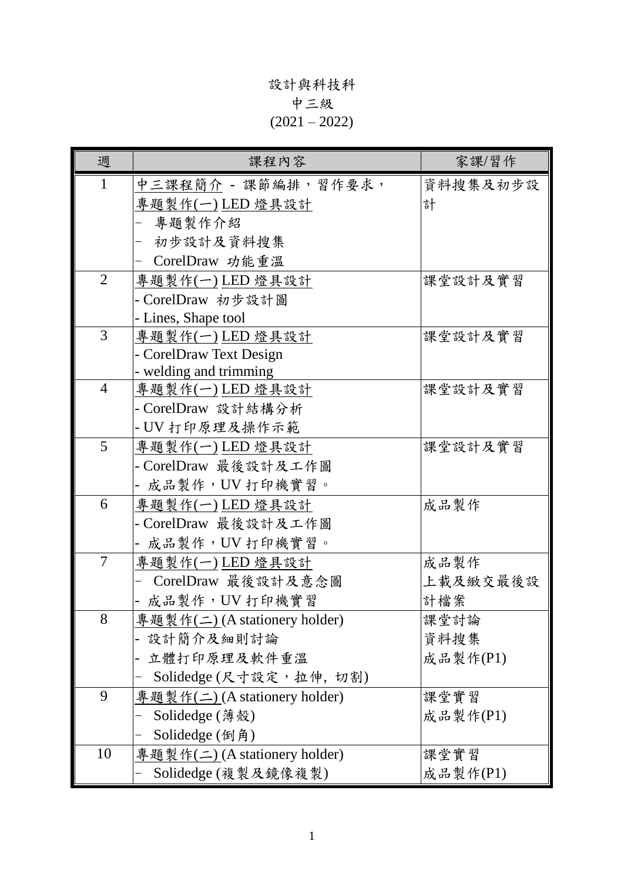# 設計與科技科

## 中三級

## (2021 – 2022)

| 週 | 課程內容 | 家課/習作 |
|---|---|---|
| 1 | 中三課程簡介 - 課節編排，習作要求，<br>專題製作(一) LED 燈具設計<br>– 專題製作介紹<br>– 初步設計及資料搜集<br>– CorelDraw 功能重溫 | 資料搜集及初步設計 |
| 2 | 專題製作(一) LED 燈具設計<br>- CorelDraw 初步設計圖<br>- Lines, Shape tool | 課堂設計及實習 |
| 3 | 專題製作(一) LED 燈具設計<br>- CorelDraw Text Design<br>- welding and trimming | 課堂設計及實習 |
| 4 | 專題製作(一) LED 燈具設計<br>- CorelDraw 設計結構分析<br>- UV 打印原理及操作示範 | 課堂設計及實習 |
| 5 | 專題製作(一) LED 燈具設計<br>- CorelDraw 最後設計及工作圖<br>- 成品製作，UV 打印機實習。 | 課堂設計及實習 |
| 6 | 專題製作(一) LED 燈具設計<br>- CorelDraw 最後設計及工作圖<br>- 成品製作，UV 打印機實習。 | 成品製作 |
| 7 | 專題製作(一) LED 燈具設計<br>– CorelDraw 最後設計及意念圖<br>- 成品製作，UV 打印機實習 | 成品製作<br>上載及繳交最後設計檔案 |
| 8 | 專題製作(二) (A stationery holder)<br>- 設計簡介及細則討論<br>- 立體打印原理及軟件重溫<br>– Solidedge (尺寸設定，拉伸, 切割) | 課堂討論<br>資料搜集<br>成品製作(P1) |
| 9 | 專題製作(二) (A stationery holder)<br>– Solidedge (薄殼)<br>– Solidedge (倒角) | 課堂實習<br>成品製作(P1) |
| 10 | 專題製作(二) (A stationery holder)<br>– Solidedge (複製及鏡像複製) | 課堂實習<br>成品製作(P1) |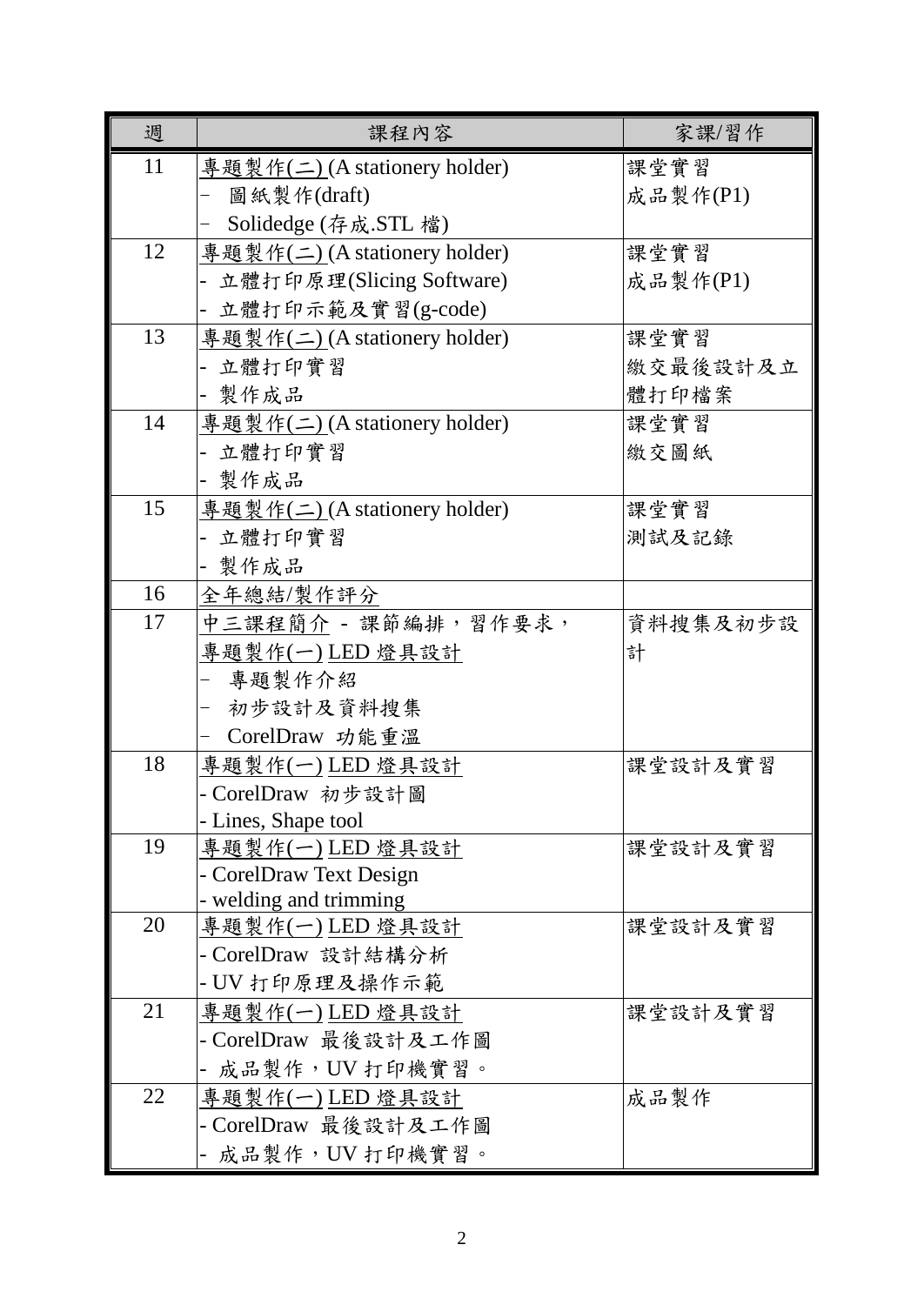| 週 | 課程內容 | 家課/習作 |
|---|---|---|
| 11 | 專題製作(二) (A stationery holder)<br>– 圖紙製作(draft)<br>– Solidedge (存成.STL 檔) | 課堂實習<br>成品製作(P1) |
| 12 | 專題製作(二) (A stationery holder)<br>- 立體打印原理(Slicing Software)<br>- 立體打印示範及實習(g-code) | 課堂實習<br>成品製作(P1) |
| 13 | 專題製作(二) (A stationery holder)<br>- 立體打印實習<br>- 製作成品 | 課堂實習<br>繳交最後設計及立體打印檔案 |
| 14 | 專題製作(二) (A stationery holder)<br>- 立體打印實習<br>- 製作成品 | 課堂實習<br>繳交圖紙 |
| 15 | 專題製作(二) (A stationery holder)<br>- 立體打印實習<br>- 製作成品 | 課堂實習<br>測試及記錄 |
| 16 | 全年總結/製作評分 | |
| 17 | 中三課程簡介 - 課節編排，習作要求，<br>專題製作(一) LED 燈具設計<br>– 專題製作介紹<br>– 初步設計及資料搜集<br>– CorelDraw 功能重溫 | 資料搜集及初步設計 |
| 18 | 專題製作(一) LED 燈具設計<br>- CorelDraw 初步設計圖<br>- Lines, Shape tool | 課堂設計及實習 |
| 19 | 專題製作(一) LED 燈具設計<br>- CorelDraw Text Design<br>- welding and trimming | 課堂設計及實習 |
| 20 | 專題製作(一) LED 燈具設計<br>- CorelDraw 設計結構分析<br>- UV 打印原理及操作示範 | 課堂設計及實習 |
| 21 | 專題製作(一) LED 燈具設計<br>- CorelDraw 最後設計及工作圖<br>- 成品製作，UV 打印機實習。 | 課堂設計及實習 |
| 22 | 專題製作(一) LED 燈具設計<br>- CorelDraw 最後設計及工作圖<br>- 成品製作，UV 打印機實習。 | 成品製作 |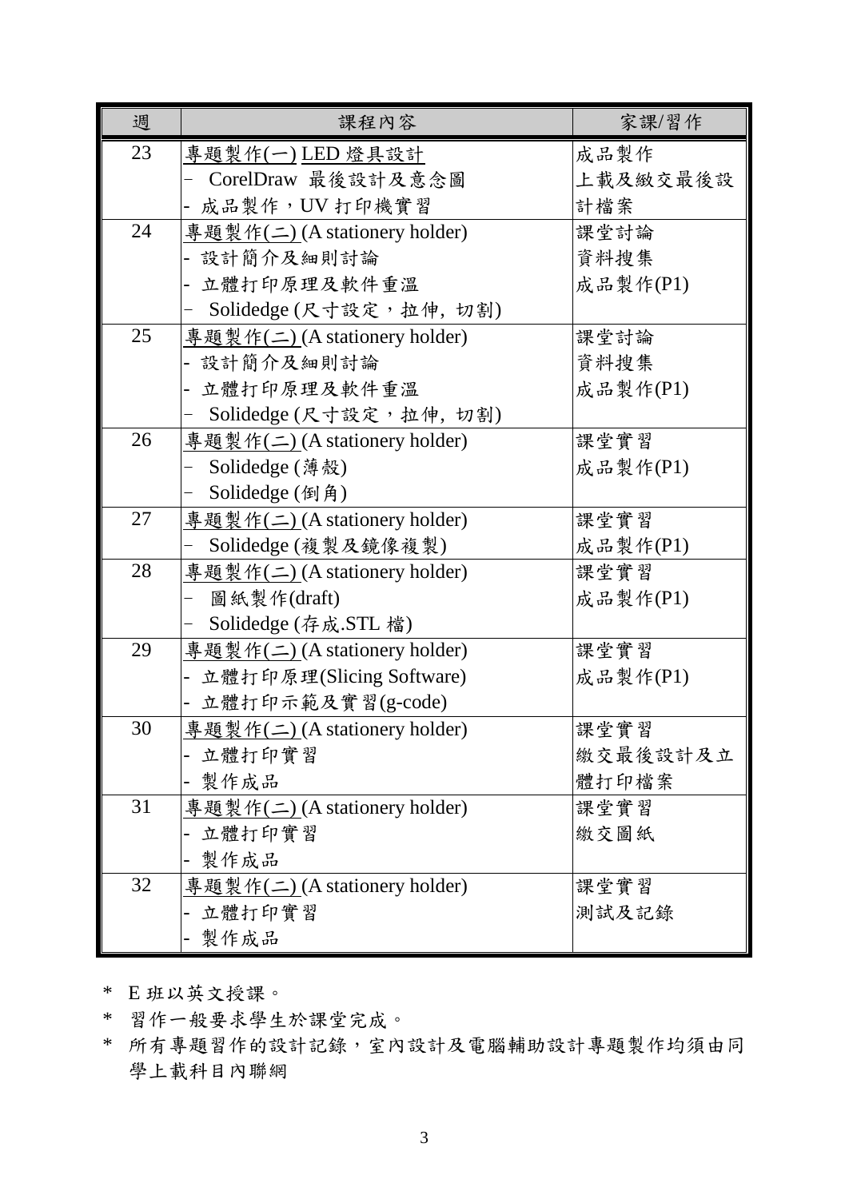| 週 | 課程內容 | 家課/習作 |
|---|---|---|
| 23 | 專題製作(一) LED 燈具設計<br>- CorelDraw 最後設計及意念圖<br>- 成品製作，UV 打印機實習 | 成品製作<br>上載及繳交最後設計檔案 |
| 24 | 專題製作(二) (A stationery holder)<br>- 設計簡介及細則討論<br>- 立體打印原理及軟件重溫<br>- Solidedge (尺寸設定，拉伸, 切割) | 課堂討論<br>資料搜集<br>成品製作(P1) |
| 25 | 專題製作(二) (A stationery holder)<br>- 設計簡介及細則討論<br>- 立體打印原理及軟件重溫<br>- Solidedge (尺寸設定，拉伸, 切割) | 課堂討論<br>資料搜集<br>成品製作(P1) |
| 26 | 專題製作(二) (A stationery holder)<br>- Solidedge (薄殼)<br>- Solidedge (倒角) | 課堂實習<br>成品製作(P1) |
| 27 | 專題製作(二) (A stationery holder)<br>- Solidedge (複製及鏡像複製) | 課堂實習<br>成品製作(P1) |
| 28 | 專題製作(二) (A stationery holder)<br>- 圖紙製作(draft)<br>- Solidedge (存成.STL 檔) | 課堂實習<br>成品製作(P1) |
| 29 | 專題製作(二) (A stationery holder)<br>- 立體打印原理(Slicing Software)<br>- 立體打印示範及實習(g-code) | 課堂實習<br>成品製作(P1) |
| 30 | 專題製作(二) (A stationery holder)<br>- 立體打印實習<br>- 製作成品 | 課堂實習<br>繳交最後設計及立體打印檔案 |
| 31 | 專題製作(二) (A stationery holder)<br>- 立體打印實習<br>- 製作成品 | 課堂實習<br>繳交圖紙 |
| 32 | 專題製作(二) (A stationery holder)<br>- 立體打印實習<br>- 製作成品 | 課堂實習<br>測試及記錄 |

\* E 班以英文授課。

\* 習作一般要求學生於課堂完成。

\* 所有專題習作的設計記錄，室內設計及電腦輔助設計專題製作均須由同學上載科目內聯網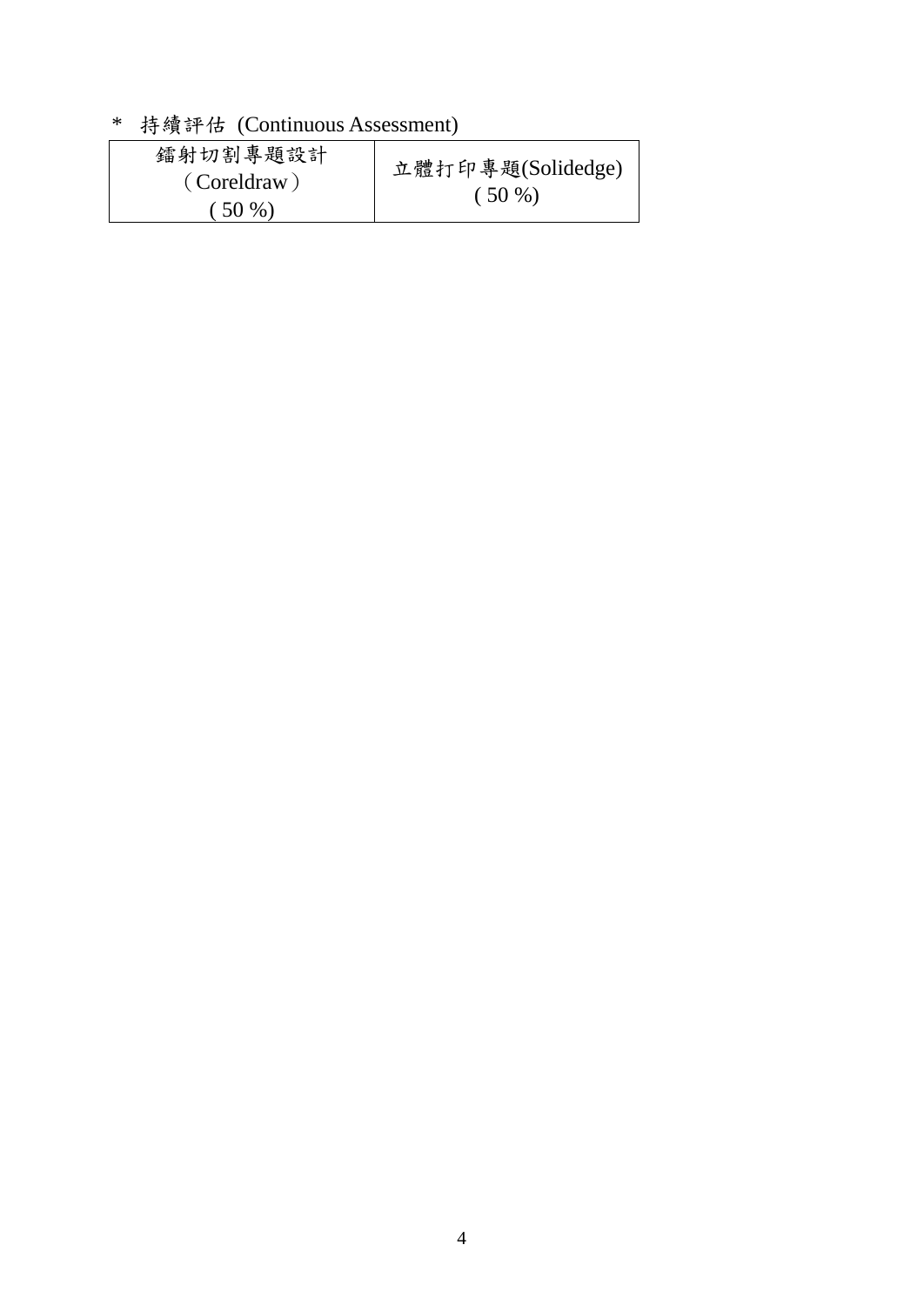* 持續評估 (Continuous Assessment)

| | |
|---|---|
| 鐳射切割專題設計<br>（Coreldraw）<br>( 50 %) | 立體打印專題(Solidedge)<br>( 50 %) |